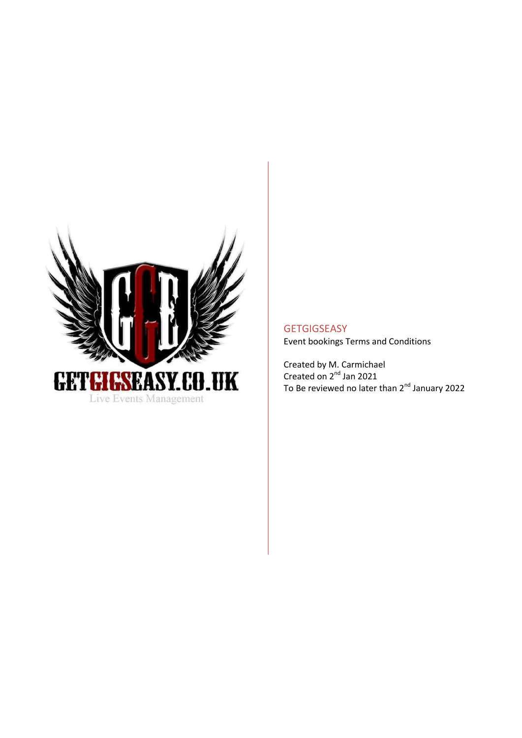GETGIGSEASY.CO.UK

Live Events Management

# GETGIGSEASY

Event bookings Terms and Conditions

Created by M. Carmichael
Created on 2nd Jan 2021
To Be reviewed no later than 2nd January 2022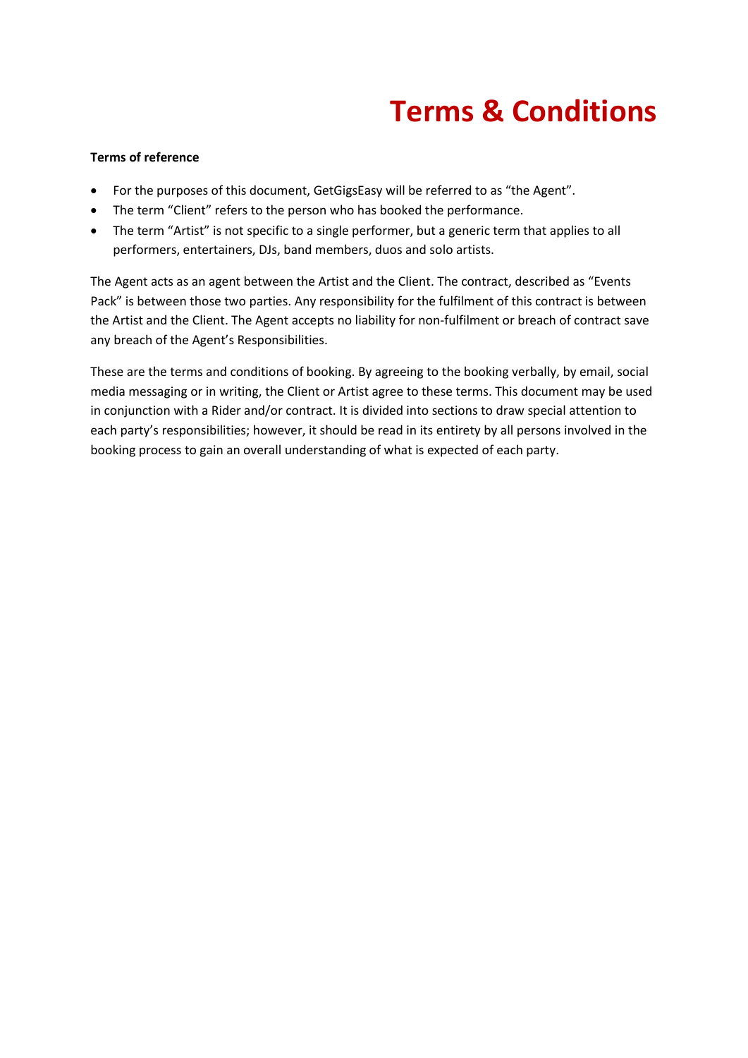# Terms & Conditions

**Terms of reference**

- For the purposes of this document, GetGigsEasy will be referred to as “the Agent”.
- The term “Client” refers to the person who has booked the performance.
- The term “Artist” is not specific to a single performer, but a generic term that applies to all performers, entertainers, DJs, band members, duos and solo artists.

The Agent acts as an agent between the Artist and the Client. The contract, described as “Events Pack” is between those two parties. Any responsibility for the fulfilment of this contract is between the Artist and the Client. The Agent accepts no liability for non-fulfilment or breach of contract save any breach of the Agent’s Responsibilities.

These are the terms and conditions of booking. By agreeing to the booking verbally, by email, social media messaging or in writing, the Client or Artist agree to these terms. This document may be used in conjunction with a Rider and/or contract. It is divided into sections to draw special attention to each party’s responsibilities; however, it should be read in its entirety by all persons involved in the booking process to gain an overall understanding of what is expected of each party.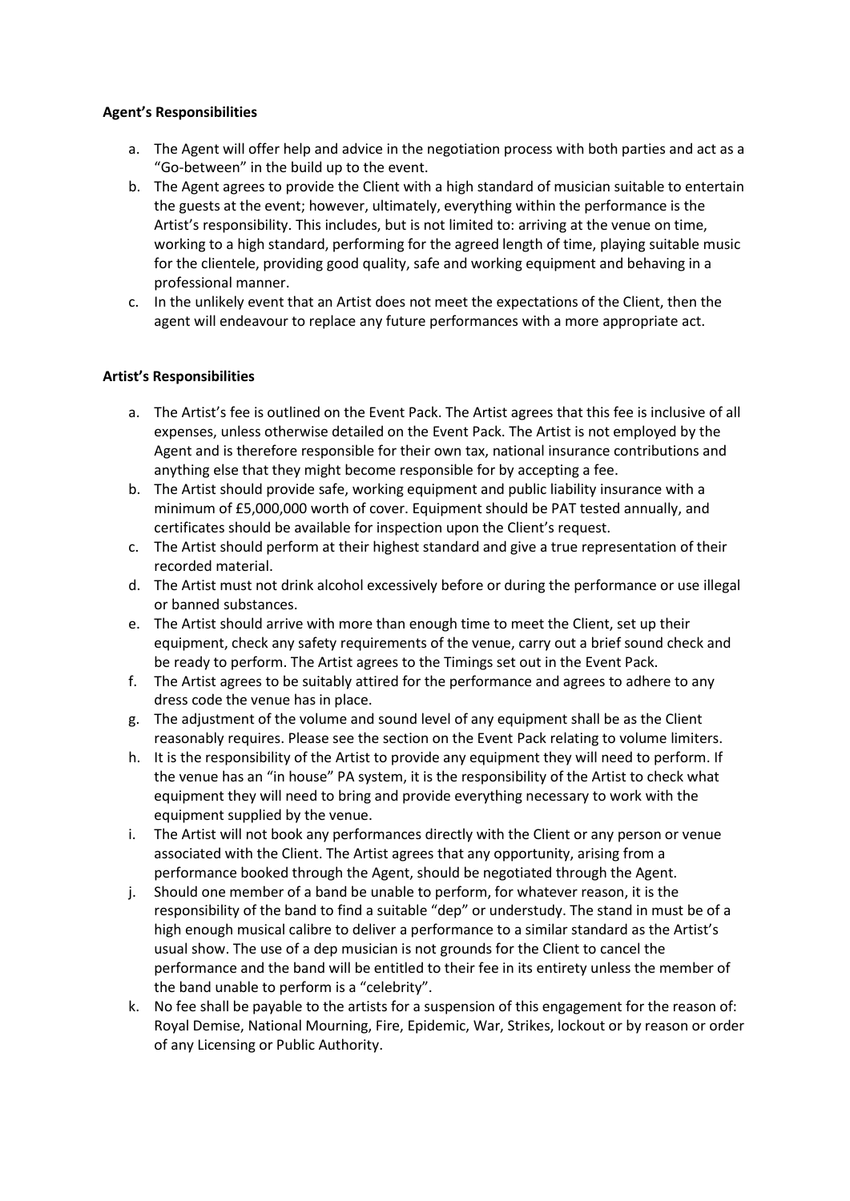**Agent's Responsibilities**

a. The Agent will offer help and advice in the negotiation process with both parties and act as a "Go-between" in the build up to the event.
b. The Agent agrees to provide the Client with a high standard of musician suitable to entertain the guests at the event; however, ultimately, everything within the performance is the Artist's responsibility. This includes, but is not limited to: arriving at the venue on time, working to a high standard, performing for the agreed length of time, playing suitable music for the clientele, providing good quality, safe and working equipment and behaving in a professional manner.
c. In the unlikely event that an Artist does not meet the expectations of the Client, then the agent will endeavour to replace any future performances with a more appropriate act.

**Artist's Responsibilities**

a. The Artist's fee is outlined on the Event Pack. The Artist agrees that this fee is inclusive of all expenses, unless otherwise detailed on the Event Pack. The Artist is not employed by the Agent and is therefore responsible for their own tax, national insurance contributions and anything else that they might become responsible for by accepting a fee.
b. The Artist should provide safe, working equipment and public liability insurance with a minimum of £5,000,000 worth of cover. Equipment should be PAT tested annually, and certificates should be available for inspection upon the Client's request.
c. The Artist should perform at their highest standard and give a true representation of their recorded material.
d. The Artist must not drink alcohol excessively before or during the performance or use illegal or banned substances.
e. The Artist should arrive with more than enough time to meet the Client, set up their equipment, check any safety requirements of the venue, carry out a brief sound check and be ready to perform. The Artist agrees to the Timings set out in the Event Pack.
f. The Artist agrees to be suitably attired for the performance and agrees to adhere to any dress code the venue has in place.
g. The adjustment of the volume and sound level of any equipment shall be as the Client reasonably requires. Please see the section on the Event Pack relating to volume limiters.
h. It is the responsibility of the Artist to provide any equipment they will need to perform. If the venue has an "in house" PA system, it is the responsibility of the Artist to check what equipment they will need to bring and provide everything necessary to work with the equipment supplied by the venue.
i. The Artist will not book any performances directly with the Client or any person or venue associated with the Client. The Artist agrees that any opportunity, arising from a performance booked through the Agent, should be negotiated through the Agent.
j. Should one member of a band be unable to perform, for whatever reason, it is the responsibility of the band to find a suitable "dep" or understudy. The stand in must be of a high enough musical calibre to deliver a performance to a similar standard as the Artist's usual show. The use of a dep musician is not grounds for the Client to cancel the performance and the band will be entitled to their fee in its entirety unless the member of the band unable to perform is a "celebrity".
k. No fee shall be payable to the artists for a suspension of this engagement for the reason of: Royal Demise, National Mourning, Fire, Epidemic, War, Strikes, lockout or by reason or order of any Licensing or Public Authority.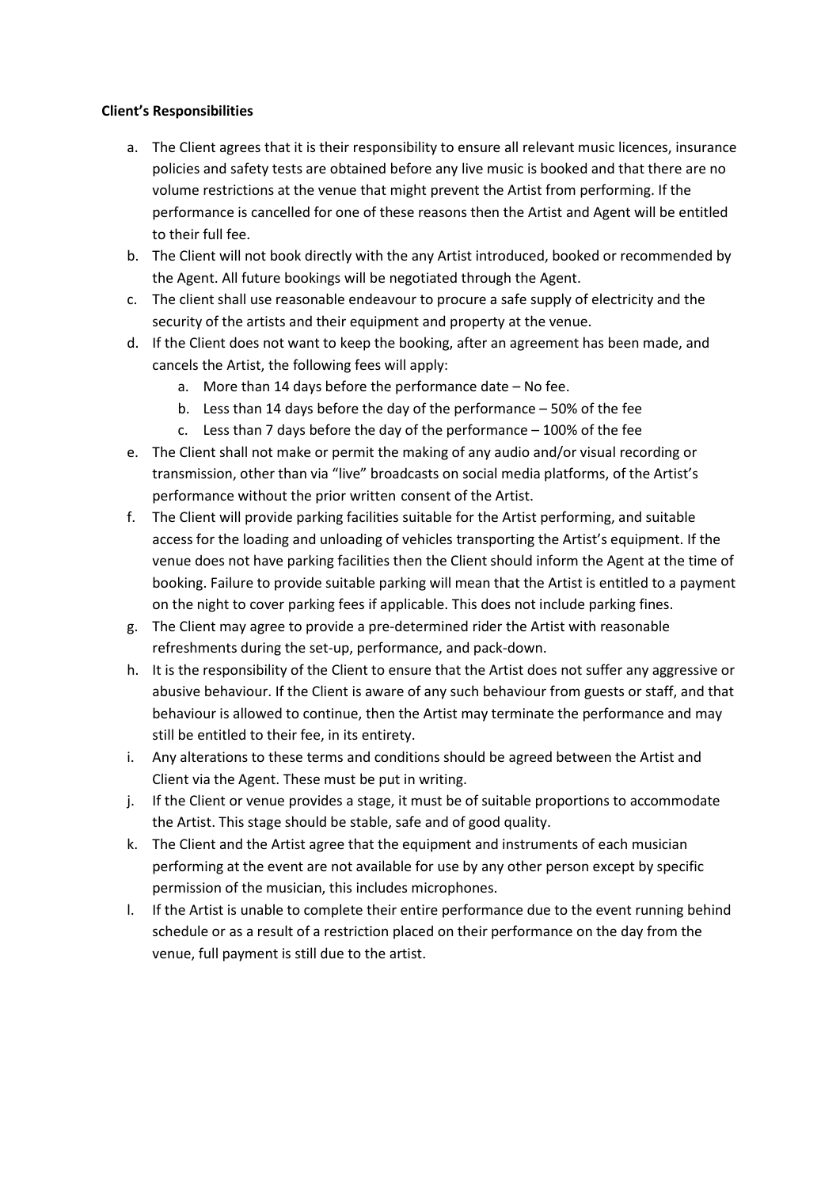**Client's Responsibilities**

a. The Client agrees that it is their responsibility to ensure all relevant music licences, insurance policies and safety tests are obtained before any live music is booked and that there are no volume restrictions at the venue that might prevent the Artist from performing. If the performance is cancelled for one of these reasons then the Artist and Agent will be entitled to their full fee.
b. The Client will not book directly with the any Artist introduced, booked or recommended by the Agent. All future bookings will be negotiated through the Agent.
c. The client shall use reasonable endeavour to procure a safe supply of electricity and the security of the artists and their equipment and property at the venue.
d. If the Client does not want to keep the booking, after an agreement has been made, and cancels the Artist, the following fees will apply:
    a. More than 14 days before the performance date – No fee.
    b. Less than 14 days before the day of the performance – 50% of the fee
    c. Less than 7 days before the day of the performance – 100% of the fee
e. The Client shall not make or permit the making of any audio and/or visual recording or transmission, other than via "live" broadcasts on social media platforms, of the Artist's performance without the prior written consent of the Artist.
f. The Client will provide parking facilities suitable for the Artist performing, and suitable access for the loading and unloading of vehicles transporting the Artist's equipment. If the venue does not have parking facilities then the Client should inform the Agent at the time of booking. Failure to provide suitable parking will mean that the Artist is entitled to a payment on the night to cover parking fees if applicable. This does not include parking fines.
g. The Client may agree to provide a pre-determined rider the Artist with reasonable refreshments during the set-up, performance, and pack-down.
h. It is the responsibility of the Client to ensure that the Artist does not suffer any aggressive or abusive behaviour. If the Client is aware of any such behaviour from guests or staff, and that behaviour is allowed to continue, then the Artist may terminate the performance and may still be entitled to their fee, in its entirety.
i. Any alterations to these terms and conditions should be agreed between the Artist and Client via the Agent. These must be put in writing.
j. If the Client or venue provides a stage, it must be of suitable proportions to accommodate the Artist. This stage should be stable, safe and of good quality.
k. The Client and the Artist agree that the equipment and instruments of each musician performing at the event are not available for use by any other person except by specific permission of the musician, this includes microphones.
l. If the Artist is unable to complete their entire performance due to the event running behind schedule or as a result of a restriction placed on their performance on the day from the venue, full payment is still due to the artist.